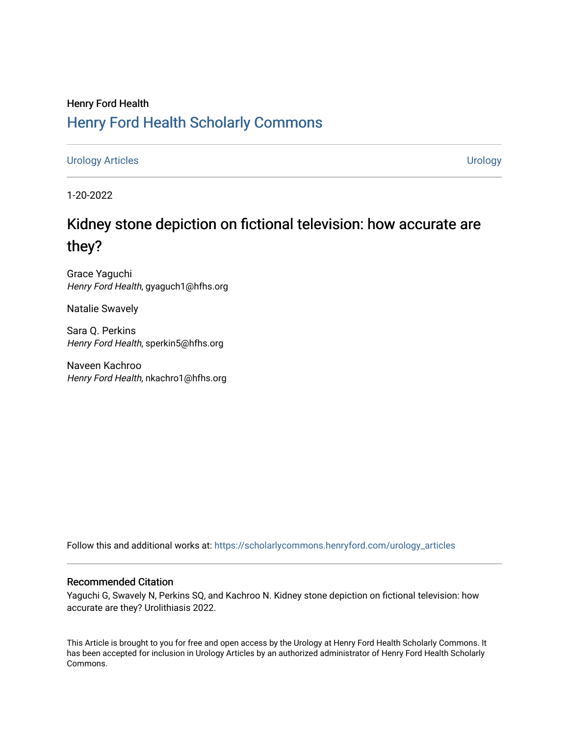Henry Ford Health

## Henry Ford Health Scholarly Commons

Urology Articles | Urology

1-20-2022

# Kidney stone depiction on fictional television: how accurate are they?

Grace Yaguchi
*Henry Ford Health*, gyaguch1@hfhs.org

Natalie Swavely

Sara Q. Perkins
*Henry Ford Health*, sperkin5@hfhs.org

Naveen Kachroo
*Henry Ford Health*, nkachro1@hfhs.org

Follow this and additional works at: https://scholarlycommons.henryford.com/urology_articles

### Recommended Citation

Yaguchi G, Swavely N, Perkins SQ, and Kachroo N. Kidney stone depiction on fictional television: how accurate are they? Urolithiasis 2022.

This Article is brought to you for free and open access by the Urology at Henry Ford Health Scholarly Commons. It has been accepted for inclusion in Urology Articles by an authorized administrator of Henry Ford Health Scholarly Commons.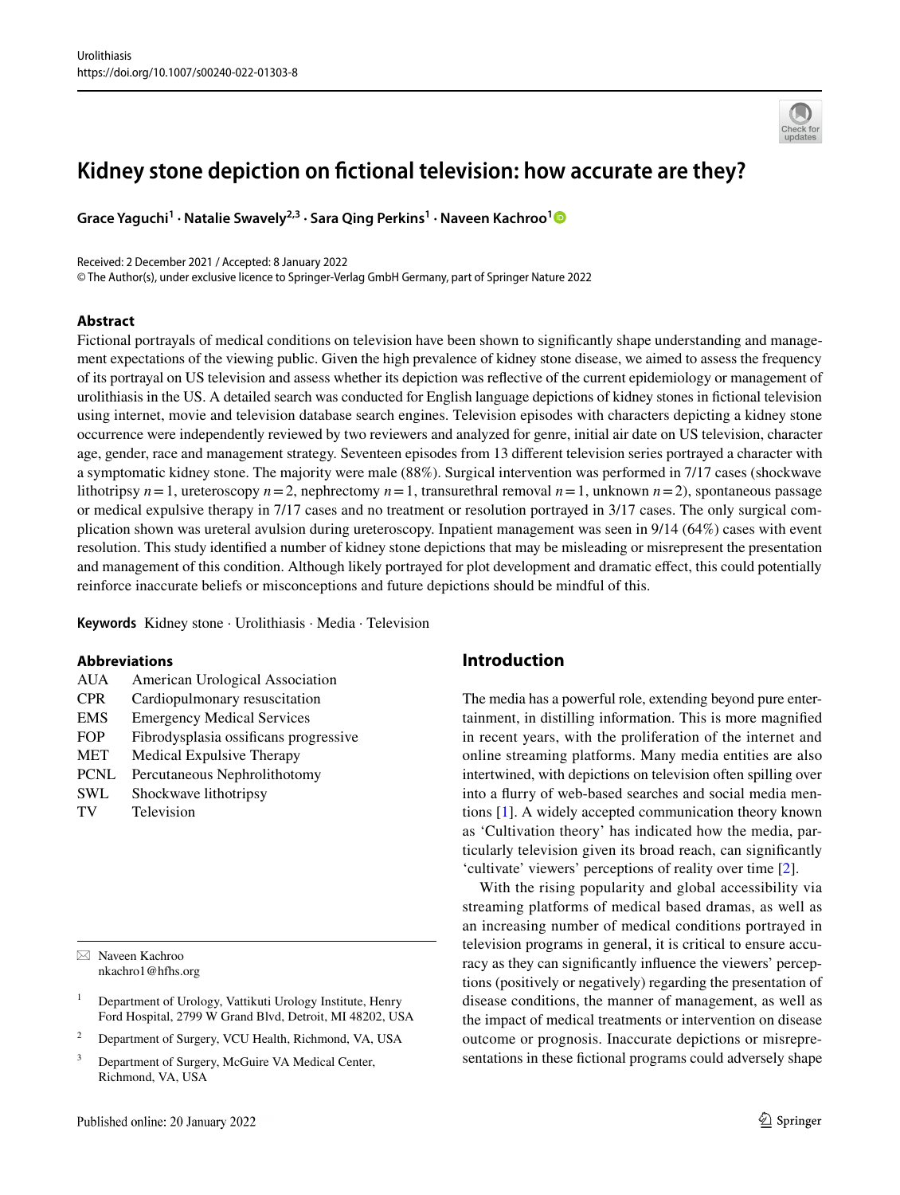# Kidney stone depiction on fictional television: how accurate are they?

**Grace Yaguchi[1] · Natalie Swavely[2,3] · Sara Qing Perkins[1] · Naveen Kachroo[1]**

Received: 2 December 2021 / Accepted: 8 January 2022
© The Author(s), under exclusive licence to Springer-Verlag GmbH Germany, part of Springer Nature 2022

## Abstract

Fictional portrayals of medical conditions on television have been shown to significantly shape understanding and management expectations of the viewing public. Given the high prevalence of kidney stone disease, we aimed to assess the frequency of its portrayal on US television and assess whether its depiction was reflective of the current epidemiology or management of urolithiasis in the US. A detailed search was conducted for English language depictions of kidney stones in fictional television using internet, movie and television database search engines. Television episodes with characters depicting a kidney stone occurrence were independently reviewed by two reviewers and analyzed for genre, initial air date on US television, character age, gender, race and management strategy. Seventeen episodes from 13 different television series portrayed a character with a symptomatic kidney stone. The majority were male (88%). Surgical intervention was performed in 7/17 cases (shockwave lithotripsy $n=1$, ureteroscopy $n=2$, nephrectomy $n=1$, transurethral removal $n=1$, unknown $n=2$), spontaneous passage or medical expulsive therapy in 7/17 cases and no treatment or resolution portrayed in 3/17 cases. The only surgical complication shown was ureteral avulsion during ureteroscopy. Inpatient management was seen in 9/14 (64%) cases with event resolution. This study identified a number of kidney stone depictions that may be misleading or misrepresent the presentation and management of this condition. Although likely portrayed for plot development and dramatic effect, this could potentially reinforce inaccurate beliefs or misconceptions and future depictions should be mindful of this.

**Keywords** Kidney stone · Urolithiasis · Media · Television

### Abbreviations

| | |
|---|---|
| AUA | American Urological Association |
| CPR | Cardiopulmonary resuscitation |
| EMS | Emergency Medical Services |
| FOP | Fibrodysplasia ossificans progressive |
| MET | Medical Expulsive Therapy |
| PCNL | Percutaneous Nephrolithotomy |
| SWL | Shockwave lithotripsy |
| TV | Television |

✉ Naveen Kachroo
nkachro1@hfhs.org

[1] Department of Urology, Vattikuti Urology Institute, Henry Ford Hospital, 2799 W Grand Blvd, Detroit, MI 48202, USA

[2] Department of Surgery, VCU Health, Richmond, VA, USA

[3] Department of Surgery, McGuire VA Medical Center, Richmond, VA, USA

## Introduction

The media has a powerful role, extending beyond pure entertainment, in distilling information. This is more magnified in recent years, with the proliferation of the internet and online streaming platforms. Many media entities are also intertwined, with depictions on television often spilling over into a flurry of web-based searches and social media mentions [1]. A widely accepted communication theory known as 'Cultivation theory' has indicated how the media, particularly television given its broad reach, can significantly 'cultivate' viewers' perceptions of reality over time [2].

With the rising popularity and global accessibility via streaming platforms of medical based dramas, as well as an increasing number of medical conditions portrayed in television programs in general, it is critical to ensure accuracy as they can significantly influence the viewers' perceptions (positively or negatively) regarding the presentation of disease conditions, the manner of management, as well as the impact of medical treatments or intervention on disease outcome or prognosis. Inaccurate depictions or misrepresentations in these fictional programs could adversely shape

Published online: 20 January 2022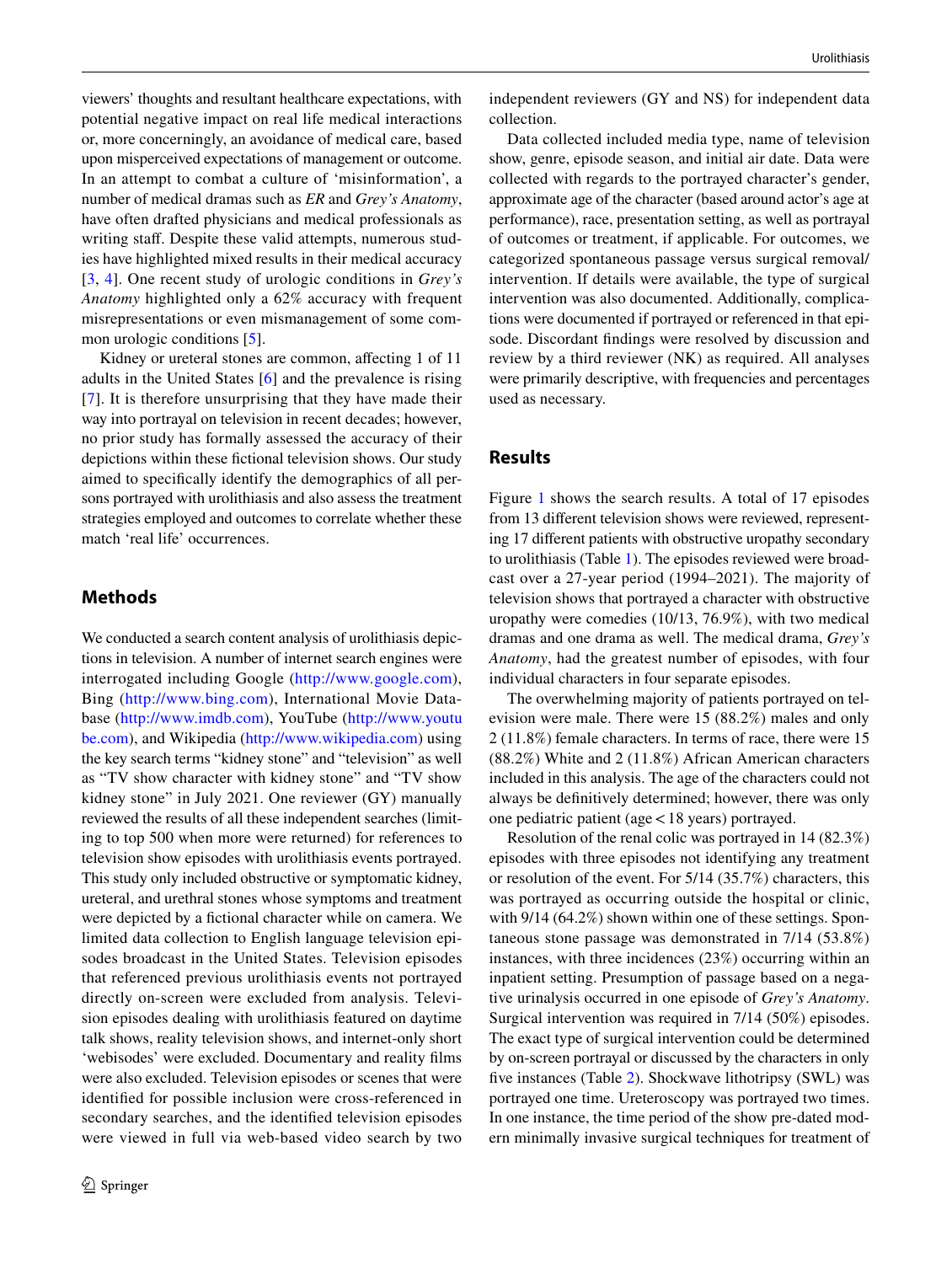viewers' thoughts and resultant healthcare expectations, with potential negative impact on real life medical interactions or, more concerningly, an avoidance of medical care, based upon misperceived expectations of management or outcome. In an attempt to combat a culture of 'misinformation', a number of medical dramas such as *ER* and *Grey's Anatomy*, have often drafted physicians and medical professionals as writing staff. Despite these valid attempts, numerous studies have highlighted mixed results in their medical accuracy [3, 4]. One recent study of urologic conditions in *Grey's Anatomy* highlighted only a 62% accuracy with frequent misrepresentations or even mismanagement of some common urologic conditions [5].

Kidney or ureteral stones are common, affecting 1 of 11 adults in the United States [6] and the prevalence is rising [7]. It is therefore unsurprising that they have made their way into portrayal on television in recent decades; however, no prior study has formally assessed the accuracy of their depictions within these fictional television shows. Our study aimed to specifically identify the demographics of all persons portrayed with urolithiasis and also assess the treatment strategies employed and outcomes to correlate whether these match 'real life' occurrences.

## Methods

We conducted a search content analysis of urolithiasis depictions in television. A number of internet search engines were interrogated including Google (http://www.google.com), Bing (http://www.bing.com), International Movie Database (http://www.imdb.com), YouTube (http://www.youtube.com), and Wikipedia (http://www.wikipedia.com) using the key search terms "kidney stone" and "television" as well as "TV show character with kidney stone" and "TV show kidney stone" in July 2021. One reviewer (GY) manually reviewed the results of all these independent searches (limiting to top 500 when more were returned) for references to television show episodes with urolithiasis events portrayed. This study only included obstructive or symptomatic kidney, ureteral, and urethral stones whose symptoms and treatment were depicted by a fictional character while on camera. We limited data collection to English language television episodes broadcast in the United States. Television episodes that referenced previous urolithiasis events not portrayed directly on-screen were excluded from analysis. Television episodes dealing with urolithiasis featured on daytime talk shows, reality television shows, and internet-only short 'webisodes' were excluded. Documentary and reality films were also excluded. Television episodes or scenes that were identified for possible inclusion were cross-referenced in secondary searches, and the identified television episodes were viewed in full via web-based video search by two independent reviewers (GY and NS) for independent data collection.

Data collected included media type, name of television show, genre, episode season, and initial air date. Data were collected with regards to the portrayed character's gender, approximate age of the character (based around actor's age at performance), race, presentation setting, as well as portrayal of outcomes or treatment, if applicable. For outcomes, we categorized spontaneous passage versus surgical removal/intervention. If details were available, the type of surgical intervention was also documented. Additionally, complications were documented if portrayed or referenced in that episode. Discordant findings were resolved by discussion and review by a third reviewer (NK) as required. All analyses were primarily descriptive, with frequencies and percentages used as necessary.

## Results

Figure 1 shows the search results. A total of 17 episodes from 13 different television shows were reviewed, representing 17 different patients with obstructive uropathy secondary to urolithiasis (Table 1). The episodes reviewed were broadcast over a 27-year period (1994–2021). The majority of television shows that portrayed a character with obstructive uropathy were comedies (10/13, 76.9%), with two medical dramas and one drama as well. The medical drama, *Grey's Anatomy*, had the greatest number of episodes, with four individual characters in four separate episodes.

The overwhelming majority of patients portrayed on television were male. There were 15 (88.2%) males and only 2 (11.8%) female characters. In terms of race, there were 15 (88.2%) White and 2 (11.8%) African American characters included in this analysis. The age of the characters could not always be definitively determined; however, there was only one pediatric patient (age < 18 years) portrayed.

Resolution of the renal colic was portrayed in 14 (82.3%) episodes with three episodes not identifying any treatment or resolution of the event. For 5/14 (35.7%) characters, this was portrayed as occurring outside the hospital or clinic, with 9/14 (64.2%) shown within one of these settings. Spontaneous stone passage was demonstrated in 7/14 (53.8%) instances, with three incidences (23%) occurring within an inpatient setting. Presumption of passage based on a negative urinalysis occurred in one episode of *Grey's Anatomy*. Surgical intervention was required in 7/14 (50%) episodes. The exact type of surgical intervention could be determined by on-screen portrayal or discussed by the characters in only five instances (Table 2). Shockwave lithotripsy (SWL) was portrayed one time. Ureteroscopy was portrayed two times. In one instance, the time period of the show pre-dated modern minimally invasive surgical techniques for treatment of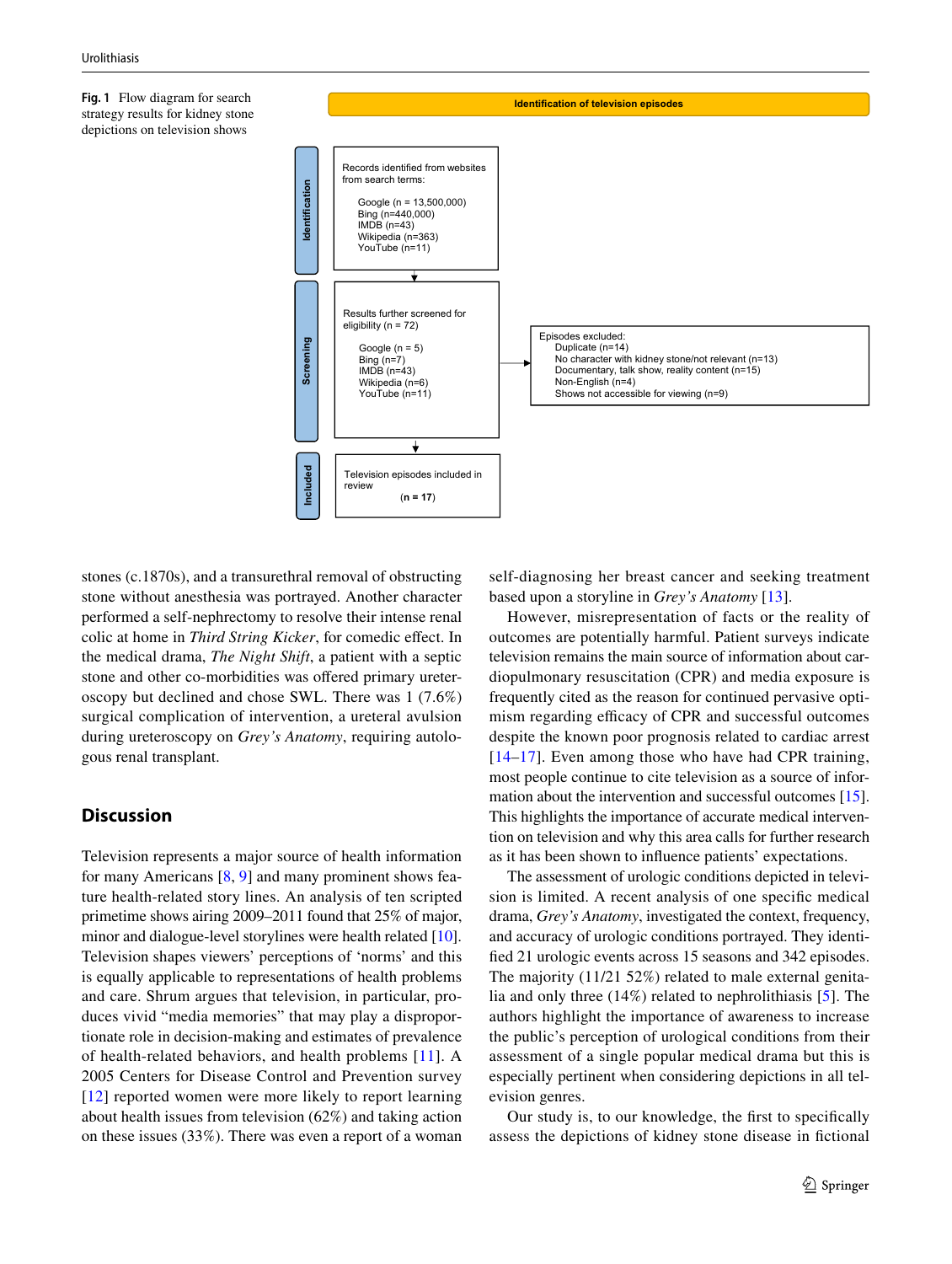**Fig. 1** Flow diagram for search strategy results for kidney stone depictions on television shows

Identification of television episodes

Identification

Records identified from websites from search terms:

Google (n = 13,500,000)
Bing (n=440,000)
IMDB (n=43)
Wikipedia (n=363)
YouTube (n=11)

Screening

Results further screened for eligibility (n = 72)

Google (n = 5)
Bing (n=7)
IMDB (n=43)
Wikipedia (n=6)
YouTube (n=11)

Episodes excluded:
Duplicate (n=14)
No character with kidney stone/not relevant (n=13)
Documentary, talk show, reality content (n=15)
Non-English (n=4)
Shows not accessible for viewing (n=9)

Included

Television episodes included in review
**(n = 17)**

stones (c.1870s), and a transurethral removal of obstructing stone without anesthesia was portrayed. Another character performed a self-nephrectomy to resolve their intense renal colic at home in *Third String Kicker*, for comedic effect. In the medical drama, *The Night Shift*, a patient with a septic stone and other co-morbidities was offered primary ureteroscopy but declined and chose SWL. There was 1 (7.6%) surgical complication of intervention, a ureteral avulsion during ureteroscopy on *Grey's Anatomy*, requiring autologous renal transplant.

## Discussion

Television represents a major source of health information for many Americans [8, 9] and many prominent shows feature health-related story lines. An analysis of ten scripted primetime shows airing 2009–2011 found that 25% of major, minor and dialogue-level storylines were health related [10]. Television shapes viewers' perceptions of 'norms' and this is equally applicable to representations of health problems and care. Shrum argues that television, in particular, produces vivid "media memories" that may play a disproportionate role in decision-making and estimates of prevalence of health-related behaviors, and health problems [11]. A 2005 Centers for Disease Control and Prevention survey [12] reported women were more likely to report learning about health issues from television (62%) and taking action on these issues (33%). There was even a report of a woman self-diagnosing her breast cancer and seeking treatment based upon a storyline in *Grey's Anatomy* [13].

However, misrepresentation of facts or the reality of outcomes are potentially harmful. Patient surveys indicate television remains the main source of information about cardiopulmonary resuscitation (CPR) and media exposure is frequently cited as the reason for continued pervasive optimism regarding efficacy of CPR and successful outcomes despite the known poor prognosis related to cardiac arrest [14–17]. Even among those who have had CPR training, most people continue to cite television as a source of information about the intervention and successful outcomes [15]. This highlights the importance of accurate medical intervention on television and why this area calls for further research as it has been shown to influence patients' expectations.

The assessment of urologic conditions depicted in television is limited. A recent analysis of one specific medical drama, *Grey's Anatomy*, investigated the context, frequency, and accuracy of urologic conditions portrayed. They identified 21 urologic events across 15 seasons and 342 episodes. The majority (11/21 52%) related to male external genitalia and only three (14%) related to nephrolithiasis [5]. The authors highlight the importance of awareness to increase the public's perception of urological conditions from their assessment of a single popular medical drama but this is especially pertinent when considering depictions in all television genres.

Our study is, to our knowledge, the first to specifically assess the depictions of kidney stone disease in fictional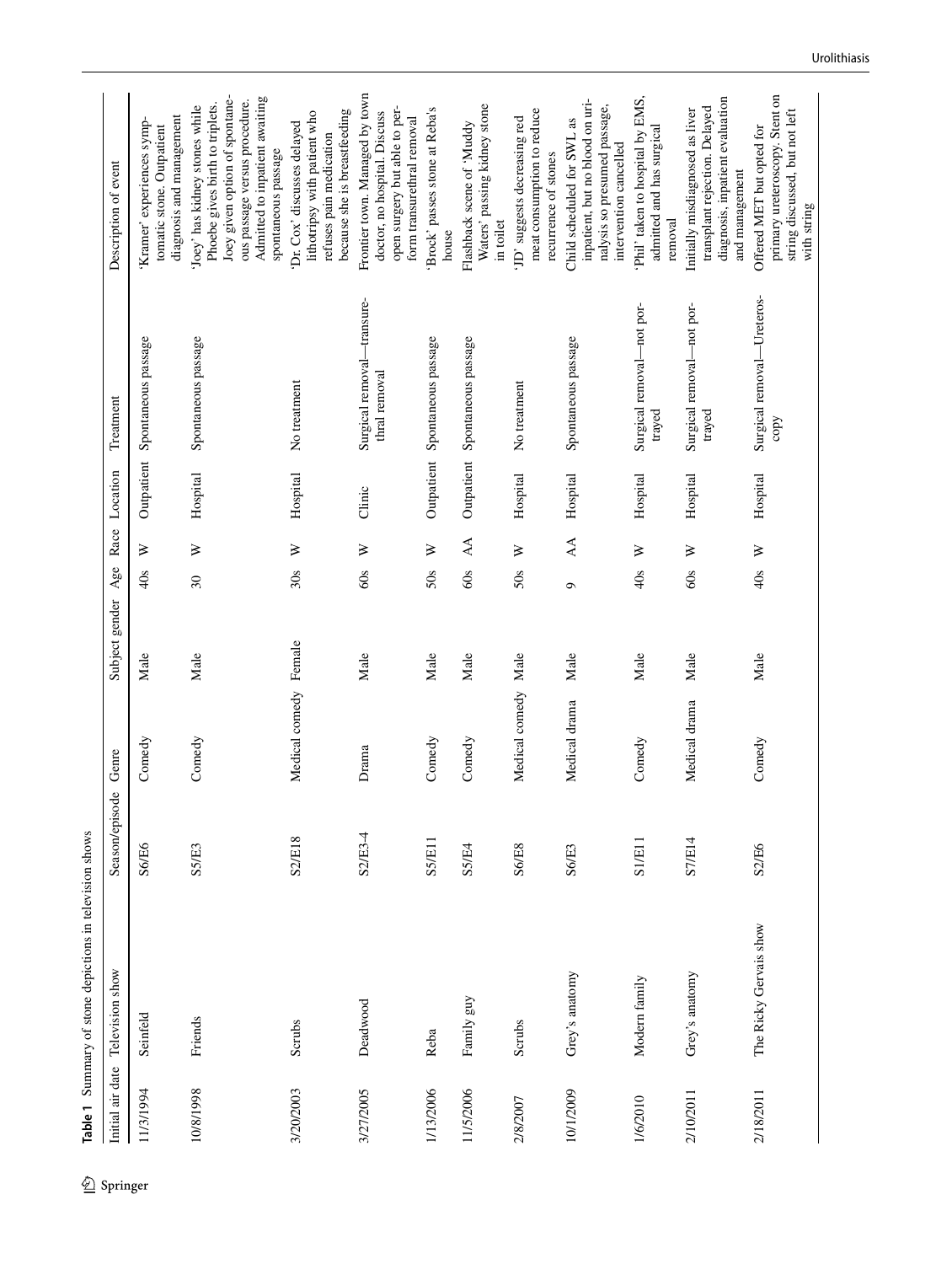**Table 1** Summary of stone depictions in television shows

| Initial air date | Television show | Season/episode | Genre | Subject gender | Age | Race | Location | Treatment | Description of event |
|---|---|---|---|---|---|---|---|---|---|
| 11/3/1994 | Seinfeld | S6/E6 | Comedy | Male | 40s | W | Outpatient | Spontaneous passage | 'Kramer' experiences symptomatic stone. Outpatient diagnosis and management |
| 10/8/1998 | Friends | S5/E3 | Comedy | Male | 30 | W | Hospital | Spontaneous passage | 'Joey' has kidney stones while Phoebe gives birth to triplets. Joey given option of spontaneous passage versus procedure. Admitted to inpatient awaiting spontaneous passage |
| 3/20/2003 | Scrubs | S2/E18 | Medical comedy | Female | 30s | W | Hospital | No treatment | 'Dr. Cox' discusses delayed lithotripsy with patient who refuses pain medication because she is breastfeeding |
| 3/27/2005 | Deadwood | S2/E3-4 | Drama | Male | 60s | W | Clinic | Surgical removal—transurethral removal | Frontier town. Managed by town doctor, no hospital. Discuss open surgery but able to perform transurethral removal |
| 1/13/2006 | Reba | S5/E11 | Comedy | Male | 50s | W | Outpatient | Spontaneous passage | 'Brock' passes stone at Reba's house |
| 11/5/2006 | Family guy | S5/E4 | Comedy | Male | 60s | AA | Outpatient | Spontaneous passage | Flashback scene of 'Muddy Waters' passing kidney stone in toilet |
| 2/8/2007 | Scrubs | S6/E8 | Medical comedy | Male | 50s | W | Hospital | No treatment | 'JD' suggests decreasing red meat consumption to reduce recurrence of stones |
| 10/1/2009 | Grey's anatomy | S6/E3 | Medical drama | Male | 9 | AA | Hospital | Spontaneous passage | Child scheduled for SWL as inpatient, but no blood on urinalysis so presumed passage, intervention cancelled |
| 1/6/2010 | Modern family | S1/E11 | Comedy | Male | 40s | W | Hospital | Surgical removal—not portrayed | 'Phil' taken to hospital by EMS, admitted and has surgical removal |
| 2/10/2011 | Grey's anatomy | S7/E14 | Medical drama | Male | 60s | W | Hospital | Surgical removal—not portrayed | Initially misdiagnosed as liver transplant rejection. Delayed diagnosis, inpatient evaluation and management |
| 2/18/2011 | The Ricky Gervais show | S2/E6 | Comedy | Male | 40s | W | Hospital | Surgical removal—Ureteroscopy | Offered MET but opted for primary ureteroscopy. Stent on string discussed, but not left with string |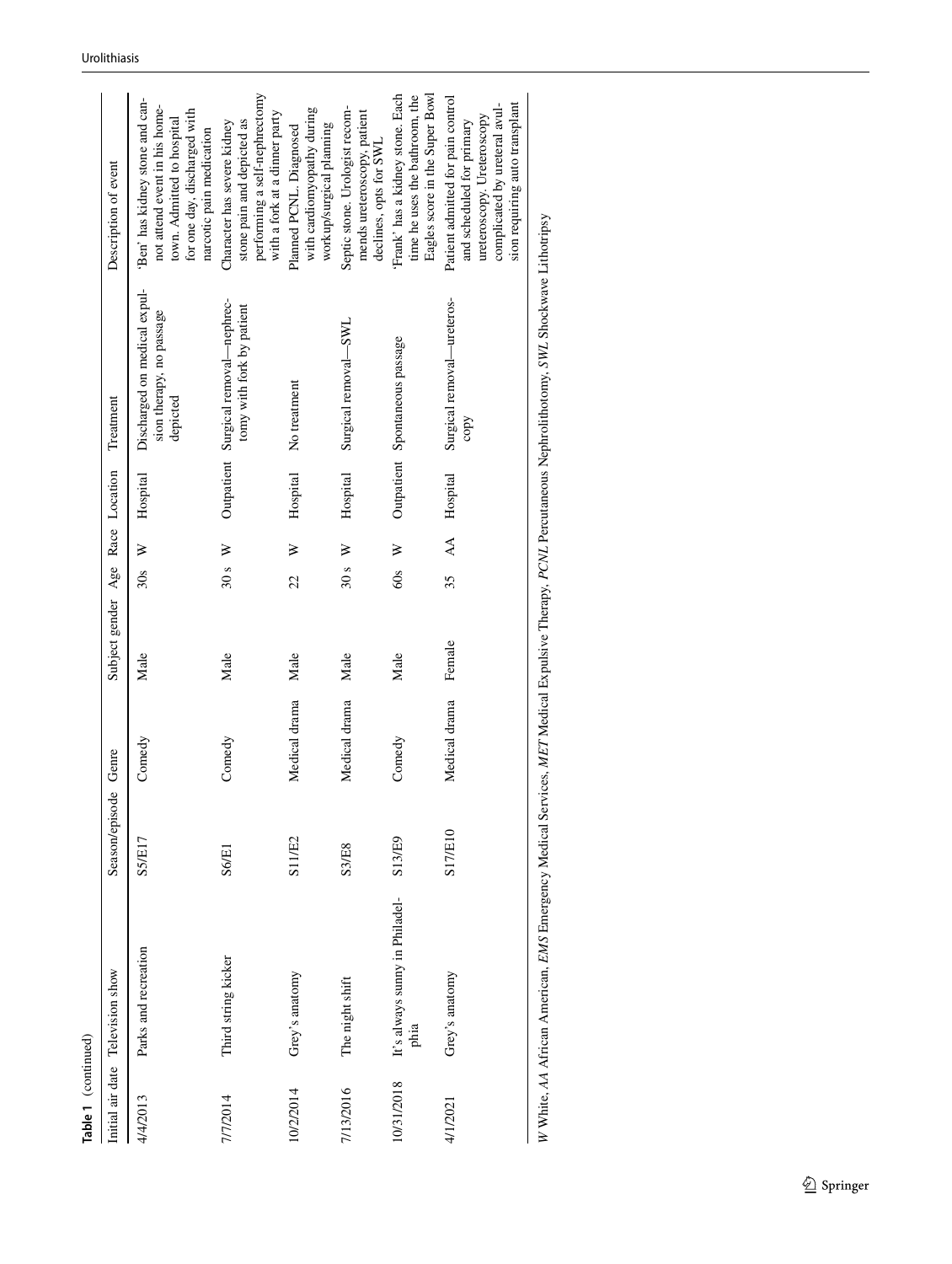**Table 1** (continued)

| Initial air date | Television show | Season/episode | Genre | Subject gender | Age | Race | Location | Treatment | Description of event |
|---|---|---|---|---|---|---|---|---|---|
| 4/4/2013 | Parks and recreation | S5/E17 | Comedy | Male | 30s | W | Hospital | Discharged on medical expulsion therapy, no passage depicted | 'Ben' has kidney stone and cannot attend event in his hometown. Admitted to hospital for one day, discharged with narcotic pain medication |
| 7/7/2014 | Third string kicker | S6/E1 | Comedy | Male | 30 s | W | Outpatient | Surgical removal—nephrectomy with fork by patient | Character has severe kidney stone pain and depicted as performing a self-nephrectomy with a fork at a dinner party |
| 10/2/2014 | Grey's anatomy | S11/E2 | Medical drama | Male | 22 | W | Hospital | No treatment | Planned PCNL. Diagnosed with cardiomyopathy during workup/surgical planning |
| 7/13/2016 | The night shift | S3/E8 | Medical drama | Male | 30 s | W | Hospital | Surgical removal—SWL | Septic stone. Urologist recommends ureteroscopy, patient declines, opts for SWL |
| 10/31/2018 | It's always sunny in Philadelphia | S13/E9 | Comedy | Male | 60s | W | Outpatient | Spontaneous passage | 'Frank' has a kidney stone. Each time he uses the bathroom, the Eagles score in the Super Bowl |
| 4/1/2021 | Grey's anatomy | S17/E10 | Medical drama | Female | 35 | AA | Hospital | Surgical removal—ureteroscopy | Patient admitted for pain control and scheduled for primary ureteroscopy. Ureteroscopy complicated by ureteral avulsion requiring auto transplant |

*W* White, *AA* African American, *EMS* Emergency Medical Services, *MET* Medical Expulsive Therapy, *PCNL* Percutaneous Nephrolithotomy, *SWL* Shockwave Lithotripsy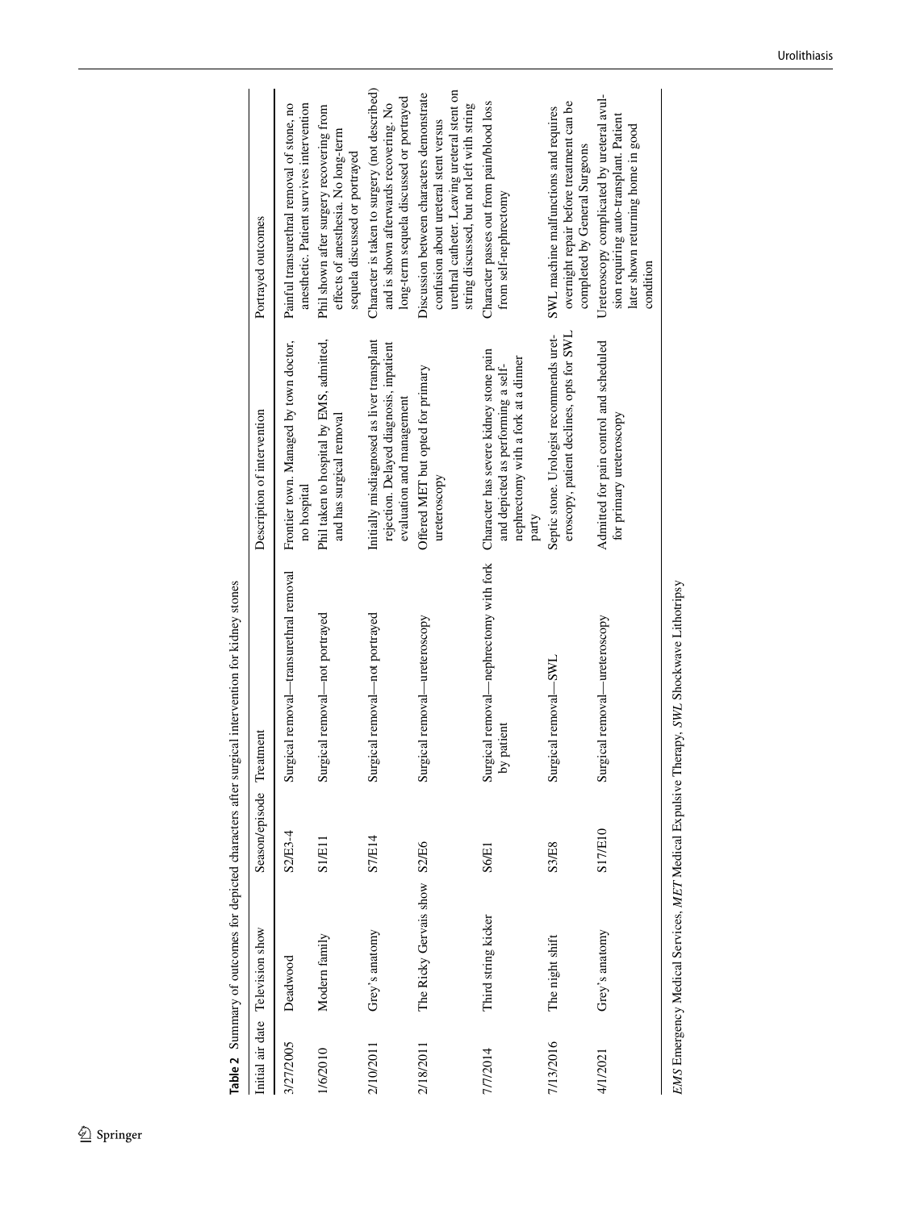**Table 2** Summary of outcomes for depicted characters after surgical intervention for kidney stones

| Initial air date | Television show | Season/episode | Treatment | Description of intervention | Portrayed outcomes |
|---|---|---|---|---|---|
| 3/27/2005 | Deadwood | S2/E3-4 | Surgical removal—transurethral removal | Frontier town. Managed by town doctor, no hospital | Painful transurethral removal of stone, no anesthetic. Patient survives intervention |
| 1/6/2010 | Modern family | S1/E11 | Surgical removal—not portrayed | Phil taken to hospital by EMS, admitted, and has surgical removal | Phil shown after surgery recovering from effects of anesthesia. No long-term sequela discussed or portrayed |
| 2/10/2011 | Grey's anatomy | S7/E14 | Surgical removal—not portrayed | Initially misdiagnosed as liver transplant rejection. Delayed diagnosis, inpatient evaluation and management | Character is taken to surgery (not described) and is shown afterwards recovering. No long-term sequela discussed or portrayed |
| 2/18/2011 | The Ricky Gervais show | S2/E6 | Surgical removal—ureteroscopy | Offered MET but opted for primary ureteroscopy | Discussion between characters demonstrate confusion about ureteral stent versus urethral catheter. Leaving ureteral stent on string discussed, but not left with string |
| 7/7/2014 | Third string kicker | S6/E1 | Surgical removal—nephrectomy with fork by patient | Character has severe kidney stone pain and depicted as performing a self-nephrectomy with a fork at a dinner party | Character passes out from pain/blood loss from self-nephrectomy |
| 7/13/2016 | The night shift | S3/E8 | Surgical removal—SWL | Septic stone. Urologist recommends ureteroscopy, patient declines, opts for SWL | SWL machine malfunctions and requires overnight repair before treatment can be completed by General Surgeons |
| 4/1/2021 | Grey's anatomy | S17/E10 | Surgical removal—ureteroscopy | Admitted for pain control and scheduled for primary ureteroscopy | Ureteroscopy complicated by ureteral avulsion requiring auto-transplant. Patient later shown returning home in good condition |

*EMS* Emergency Medical Services, *MET* Medical Expulsive Therapy, *SWL* Shockwave Lithotripsy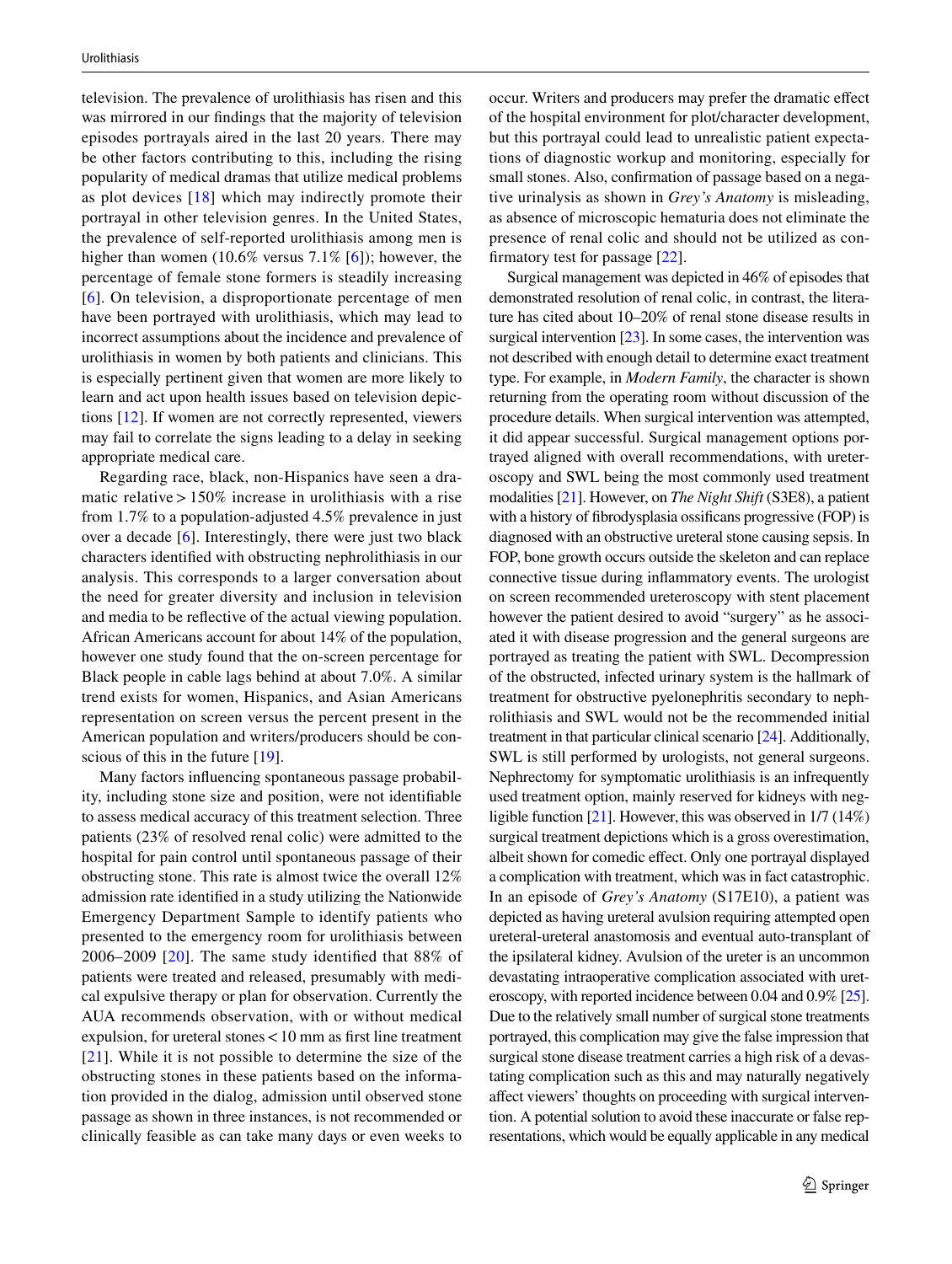television. The prevalence of urolithiasis has risen and this was mirrored in our findings that the majority of television episodes portrayals aired in the last 20 years. There may be other factors contributing to this, including the rising popularity of medical dramas that utilize medical problems as plot devices [18] which may indirectly promote their portrayal in other television genres. In the United States, the prevalence of self-reported urolithiasis among men is higher than women (10.6% versus 7.1% [6]); however, the percentage of female stone formers is steadily increasing [6]. On television, a disproportionate percentage of men have been portrayed with urolithiasis, which may lead to incorrect assumptions about the incidence and prevalence of urolithiasis in women by both patients and clinicians. This is especially pertinent given that women are more likely to learn and act upon health issues based on television depictions [12]. If women are not correctly represented, viewers may fail to correlate the signs leading to a delay in seeking appropriate medical care.

Regarding race, black, non-Hispanics have seen a dramatic relative > 150% increase in urolithiasis with a rise from 1.7% to a population-adjusted 4.5% prevalence in just over a decade [6]. Interestingly, there were just two black characters identified with obstructing nephrolithiasis in our analysis. This corresponds to a larger conversation about the need for greater diversity and inclusion in television and media to be reflective of the actual viewing population. African Americans account for about 14% of the population, however one study found that the on-screen percentage for Black people in cable lags behind at about 7.0%. A similar trend exists for women, Hispanics, and Asian Americans representation on screen versus the percent present in the American population and writers/producers should be conscious of this in the future [19].

Many factors influencing spontaneous passage probability, including stone size and position, were not identifiable to assess medical accuracy of this treatment selection. Three patients (23% of resolved renal colic) were admitted to the hospital for pain control until spontaneous passage of their obstructing stone. This rate is almost twice the overall 12% admission rate identified in a study utilizing the Nationwide Emergency Department Sample to identify patients who presented to the emergency room for urolithiasis between 2006–2009 [20]. The same study identified that 88% of patients were treated and released, presumably with medical expulsive therapy or plan for observation. Currently the AUA recommends observation, with or without medical expulsion, for ureteral stones < 10 mm as first line treatment [21]. While it is not possible to determine the size of the obstructing stones in these patients based on the information provided in the dialog, admission until observed stone passage as shown in three instances, is not recommended or clinically feasible as can take many days or even weeks to occur. Writers and producers may prefer the dramatic effect of the hospital environment for plot/character development, but this portrayal could lead to unrealistic patient expectations of diagnostic workup and monitoring, especially for small stones. Also, confirmation of passage based on a negative urinalysis as shown in *Grey's Anatomy* is misleading, as absence of microscopic hematuria does not eliminate the presence of renal colic and should not be utilized as confirmatory test for passage [22].

Surgical management was depicted in 46% of episodes that demonstrated resolution of renal colic, in contrast, the literature has cited about 10–20% of renal stone disease results in surgical intervention [23]. In some cases, the intervention was not described with enough detail to determine exact treatment type. For example, in *Modern Family*, the character is shown returning from the operating room without discussion of the procedure details. When surgical intervention was attempted, it did appear successful. Surgical management options portrayed aligned with overall recommendations, with ureteroscopy and SWL being the most commonly used treatment modalities [21]. However, on *The Night Shift* (S3E8), a patient with a history of fibrodysplasia ossificans progressive (FOP) is diagnosed with an obstructive ureteral stone causing sepsis. In FOP, bone growth occurs outside the skeleton and can replace connective tissue during inflammatory events. The urologist on screen recommended ureteroscopy with stent placement however the patient desired to avoid "surgery" as he associated it with disease progression and the general surgeons are portrayed as treating the patient with SWL. Decompression of the obstructed, infected urinary system is the hallmark of treatment for obstructive pyelonephritis secondary to nephrolithiasis and SWL would not be the recommended initial treatment in that particular clinical scenario [24]. Additionally, SWL is still performed by urologists, not general surgeons. Nephrectomy for symptomatic urolithiasis is an infrequently used treatment option, mainly reserved for kidneys with negligible function [21]. However, this was observed in 1/7 (14%) surgical treatment depictions which is a gross overestimation, albeit shown for comedic effect. Only one portrayal displayed a complication with treatment, which was in fact catastrophic. In an episode of *Grey's Anatomy* (S17E10), a patient was depicted as having ureteral avulsion requiring attempted open ureteral-ureteral anastomosis and eventual auto-transplant of the ipsilateral kidney. Avulsion of the ureter is an uncommon devastating intraoperative complication associated with ureteroscopy, with reported incidence between 0.04 and 0.9% [25]. Due to the relatively small number of surgical stone treatments portrayed, this complication may give the false impression that surgical stone disease treatment carries a high risk of a devastating complication such as this and may naturally negatively affect viewers' thoughts on proceeding with surgical intervention. A potential solution to avoid these inaccurate or false representations, which would be equally applicable in any medical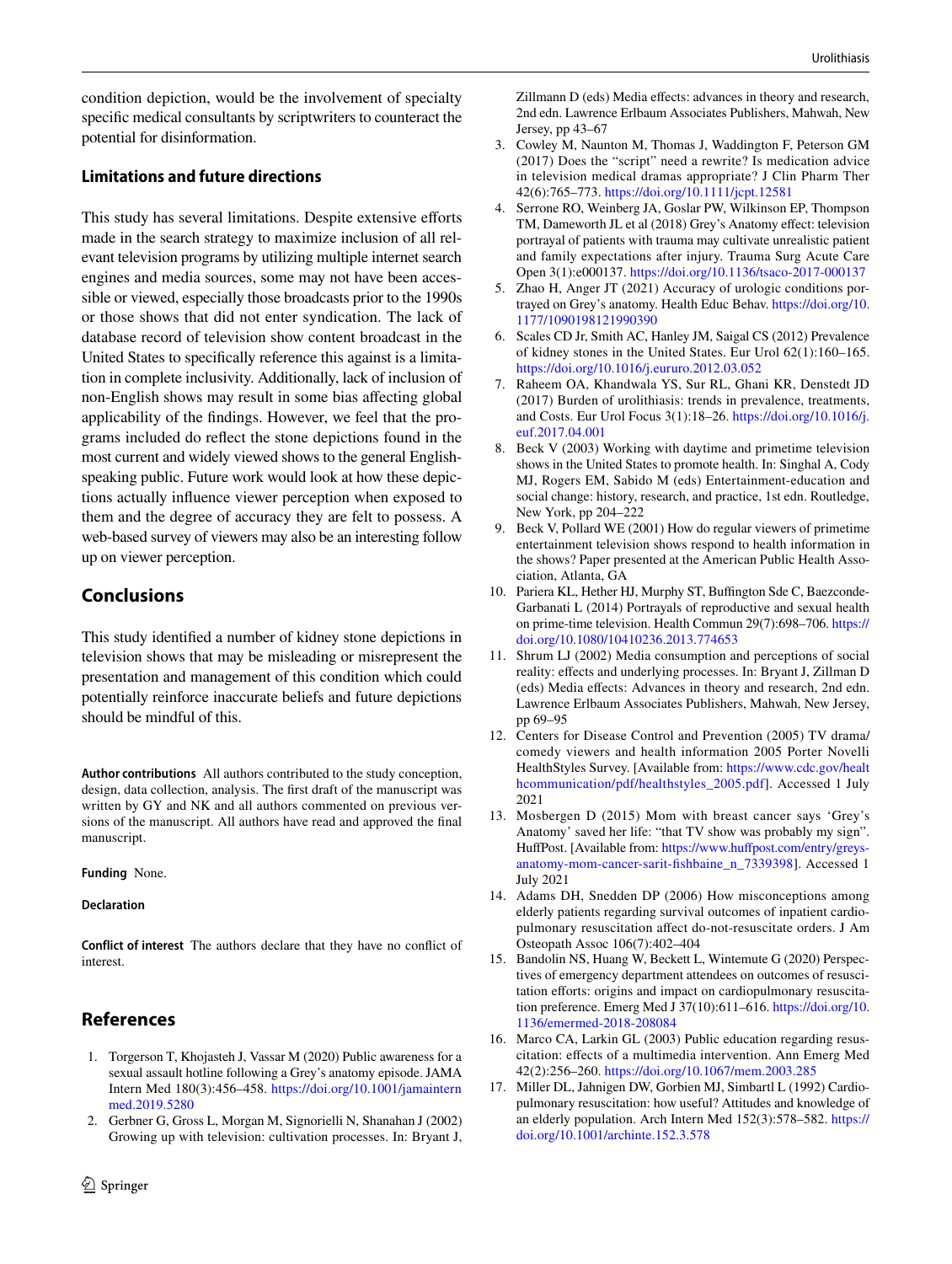condition depiction, would be the involvement of specialty specific medical consultants by scriptwriters to counteract the potential for disinformation.

### Limitations and future directions

This study has several limitations. Despite extensive efforts made in the search strategy to maximize inclusion of all relevant television programs by utilizing multiple internet search engines and media sources, some may not have been accessible or viewed, especially those broadcasts prior to the 1990s or those shows that did not enter syndication. The lack of database record of television show content broadcast in the United States to specifically reference this against is a limitation in complete inclusivity. Additionally, lack of inclusion of non-English shows may result in some bias affecting global applicability of the findings. However, we feel that the programs included do reflect the stone depictions found in the most current and widely viewed shows to the general English-speaking public. Future work would look at how these depictions actually influence viewer perception when exposed to them and the degree of accuracy they are felt to possess. A web-based survey of viewers may also be an interesting follow up on viewer perception.

## Conclusions

This study identified a number of kidney stone depictions in television shows that may be misleading or misrepresent the presentation and management of this condition which could potentially reinforce inaccurate beliefs and future depictions should be mindful of this.

**Author contributions** All authors contributed to the study conception, design, data collection, analysis. The first draft of the manuscript was written by GY and NK and all authors commented on previous versions of the manuscript. All authors have read and approved the final manuscript.

**Funding** None.

**Declaration**

**Conflict of interest** The authors declare that they have no conflict of interest.

## References

1. Torgerson T, Khojasteh J, Vassar M (2020) Public awareness for a sexual assault hotline following a Grey's anatomy episode. JAMA Intern Med 180(3):456–458. https://doi.org/10.1001/jamainternmed.2019.5280
2. Gerbner G, Gross L, Morgan M, Signorielli N, Shanahan J (2002) Growing up with television: cultivation processes. In: Bryant J, Zillmann D (eds) Media effects: advances in theory and research, 2nd edn. Lawrence Erlbaum Associates Publishers, Mahwah, New Jersey, pp 43–67
3. Cowley M, Naunton M, Thomas J, Waddington F, Peterson GM (2017) Does the "script" need a rewrite? Is medication advice in television medical dramas appropriate? J Clin Pharm Ther 42(6):765–773. https://doi.org/10.1111/jcpt.12581
4. Serrone RO, Weinberg JA, Goslar PW, Wilkinson EP, Thompson TM, Dameworth JL et al (2018) Grey's Anatomy effect: television portrayal of patients with trauma may cultivate unrealistic patient and family expectations after injury. Trauma Surg Acute Care Open 3(1):e000137. https://doi.org/10.1136/tsaco-2017-000137
5. Zhao H, Anger JT (2021) Accuracy of urologic conditions portrayed on Grey's anatomy. Health Educ Behav. https://doi.org/10.1177/1090198121990390
6. Scales CD Jr, Smith AC, Hanley JM, Saigal CS (2012) Prevalence of kidney stones in the United States. Eur Urol 62(1):160–165. https://doi.org/10.1016/j.eururo.2012.03.052
7. Raheem OA, Khandwala YS, Sur RL, Ghani KR, Denstedt JD (2017) Burden of urolithiasis: trends in prevalence, treatments, and Costs. Eur Urol Focus 3(1):18–26. https://doi.org/10.1016/j.euf.2017.04.001
8. Beck V (2003) Working with daytime and primetime television shows in the United States to promote health. In: Singhal A, Cody MJ, Rogers EM, Sabido M (eds) Entertainment-education and social change: history, research, and practice, 1st edn. Routledge, New York, pp 204–222
9. Beck V, Pollard WE (2001) How do regular viewers of primetime entertainment television shows respond to health information in the shows? Paper presented at the American Public Health Association, Atlanta, GA
10. Pariera KL, Hether HJ, Murphy ST, Buffington Sde C, Baezconde-Garbanati L (2014) Portrayals of reproductive and sexual health on prime-time television. Health Commun 29(7):698–706. https://doi.org/10.1080/10410236.2013.774653
11. Shrum LJ (2002) Media consumption and perceptions of social reality: effects and underlying processes. In: Bryant J, Zillman D (eds) Media effects: Advances in theory and research, 2nd edn. Lawrence Erlbaum Associates Publishers, Mahwah, New Jersey, pp 69–95
12. Centers for Disease Control and Prevention (2005) TV drama/comedy viewers and health information 2005 Porter Novelli HealthStyles Survey. [Available from: https://www.cdc.gov/healthcommunication/pdf/healthstyles_2005.pdf]. Accessed 1 July 2021
13. Mosbergen D (2015) Mom with breast cancer says 'Grey's Anatomy' saved her life: "that TV show was probably my sign". HuffPost. [Available from: https://www.huffpost.com/entry/greys-anatomy-mom-cancer-sarit-fishbaine_n_7339398]. Accessed 1 July 2021
14. Adams DH, Snedden DP (2006) How misconceptions among elderly patients regarding survival outcomes of inpatient cardiopulmonary resuscitation affect do-not-resuscitate orders. J Am Osteopath Assoc 106(7):402–404
15. Bandolin NS, Huang W, Beckett L, Wintemute G (2020) Perspectives of emergency department attendees on outcomes of resuscitation efforts: origins and impact on cardiopulmonary resuscitation preference. Emerg Med J 37(10):611–616. https://doi.org/10.1136/emermed-2018-208084
16. Marco CA, Larkin GL (2003) Public education regarding resuscitation: effects of a multimedia intervention. Ann Emerg Med 42(2):256–260. https://doi.org/10.1067/mem.2003.285
17. Miller DL, Jahnigen DW, Gorbien MJ, Simbartl L (1992) Cardiopulmonary resuscitation: how useful? Attitudes and knowledge of an elderly population. Arch Intern Med 152(3):578–582. https://doi.org/10.1001/archinte.152.3.578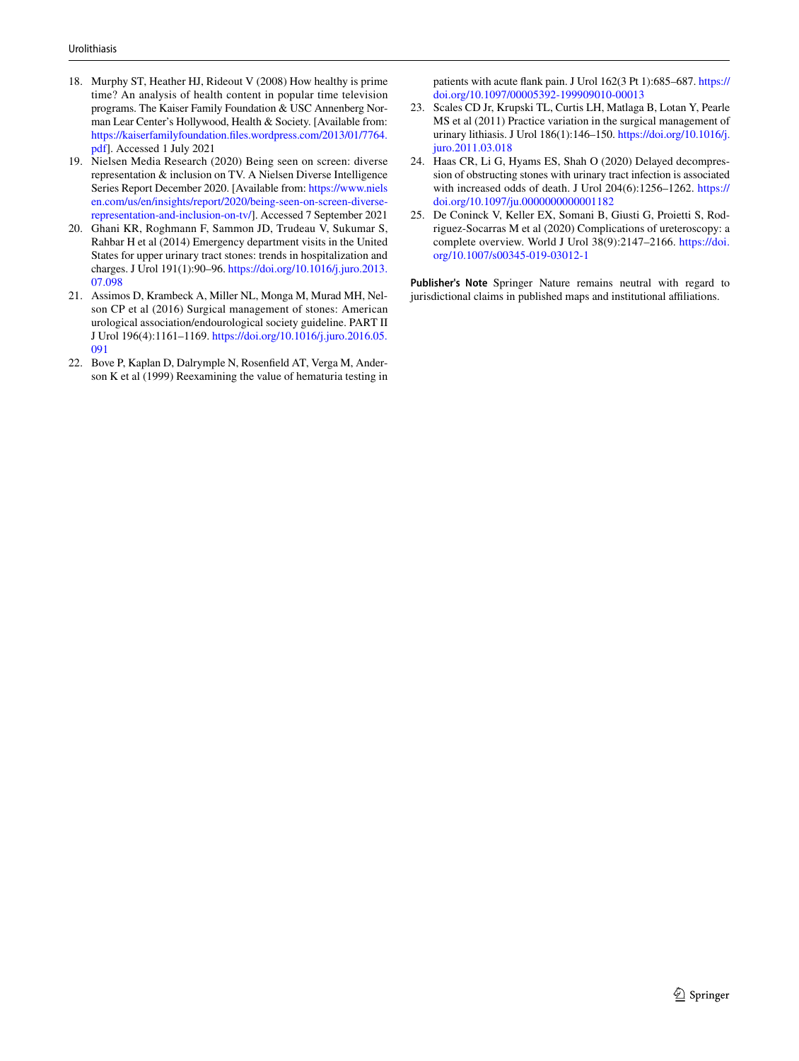18. Murphy ST, Heather HJ, Rideout V (2008) How healthy is prime time? An analysis of health content in popular time television programs. The Kaiser Family Foundation & USC Annenberg Norman Lear Center's Hollywood, Health & Society. [Available from: https://kaiserfamilyfoundation.files.wordpress.com/2013/01/7764.pdf]. Accessed 1 July 2021
19. Nielsen Media Research (2020) Being seen on screen: diverse representation & inclusion on TV. A Nielsen Diverse Intelligence Series Report December 2020. [Available from: https://www.nielsen.com/us/en/insights/report/2020/being-seen-on-screen-diverse-representation-and-inclusion-on-tv/]. Accessed 7 September 2021
20. Ghani KR, Roghmann F, Sammon JD, Trudeau V, Sukumar S, Rahbar H et al (2014) Emergency department visits in the United States for upper urinary tract stones: trends in hospitalization and charges. J Urol 191(1):90–96. https://doi.org/10.1016/j.juro.2013.07.098
21. Assimos D, Krambeck A, Miller NL, Monga M, Murad MH, Nelson CP et al (2016) Surgical management of stones: American urological association/endourological society guideline. PART II J Urol 196(4):1161–1169. https://doi.org/10.1016/j.juro.2016.05.091
22. Bove P, Kaplan D, Dalrymple N, Rosenfield AT, Verga M, Anderson K et al (1999) Reexamining the value of hematuria testing in patients with acute flank pain. J Urol 162(3 Pt 1):685–687. https://doi.org/10.1097/00005392-199909010-00013
23. Scales CD Jr, Krupski TL, Curtis LH, Matlaga B, Lotan Y, Pearle MS et al (2011) Practice variation in the surgical management of urinary lithiasis. J Urol 186(1):146–150. https://doi.org/10.1016/j.juro.2011.03.018
24. Haas CR, Li G, Hyams ES, Shah O (2020) Delayed decompression of obstructing stones with urinary tract infection is associated with increased odds of death. J Urol 204(6):1256–1262. https://doi.org/10.1097/ju.0000000000001182
25. De Coninck V, Keller EX, Somani B, Giusti G, Proietti S, Rodriguez-Socarras M et al (2020) Complications of ureteroscopy: a complete overview. World J Urol 38(9):2147–2166. https://doi.org/10.1007/s00345-019-03012-1

**Publisher's Note** Springer Nature remains neutral with regard to jurisdictional claims in published maps and institutional affiliations.